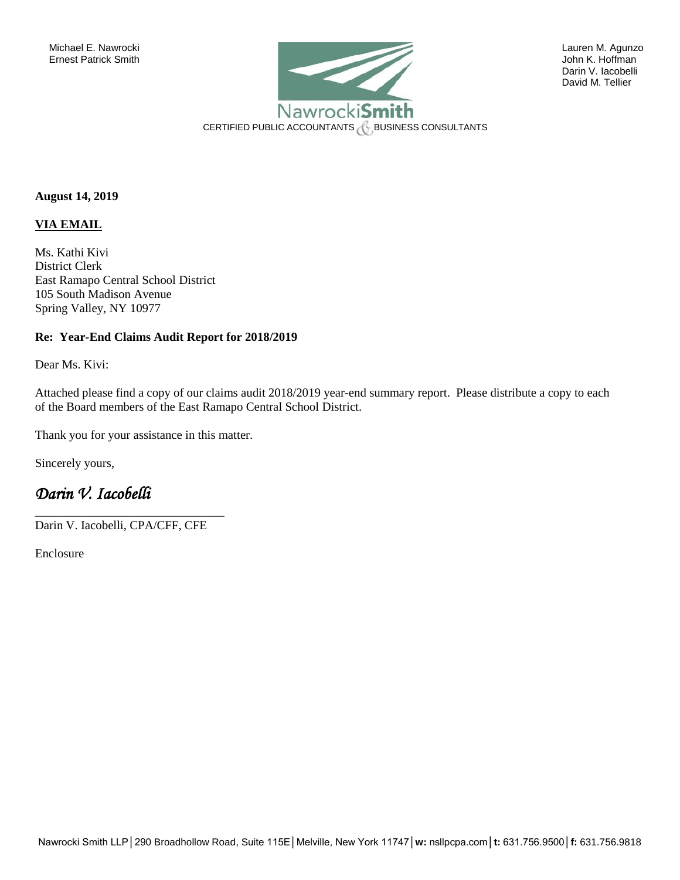Michael E. Nawrocki
Ernest Patrick Smith

Lauren M. Agunzo
John K. Hoffman
Darin V. Iacobelli
David M. Tellier

NawrockiSmith
CERTIFIED PUBLIC ACCOUNTANTS & BUSINESS CONSULTANTS

**August 14, 2019**

**VIA EMAIL**

Ms. Kathi Kivi
District Clerk
East Ramapo Central School District
105 South Madison Avenue
Spring Valley, NY 10977

**Re: Year-End Claims Audit Report for 2018/2019**

Dear Ms. Kivi:

Attached please find a copy of our claims audit 2018/2019 year-end summary report. Please distribute a copy to each of the Board members of the East Ramapo Central School District.

Thank you for your assistance in this matter.

Sincerely yours,

*Darin V. Iacobelli*

Darin V. Iacobelli, CPA/CFF, CFE

Enclosure

Nawrocki Smith LLP | 290 Broadhollow Road, Suite 115E | Melville, New York 11747 | **w:** nsllpcpa.com | **t:** 631.756.9500 | **f:** 631.756.9818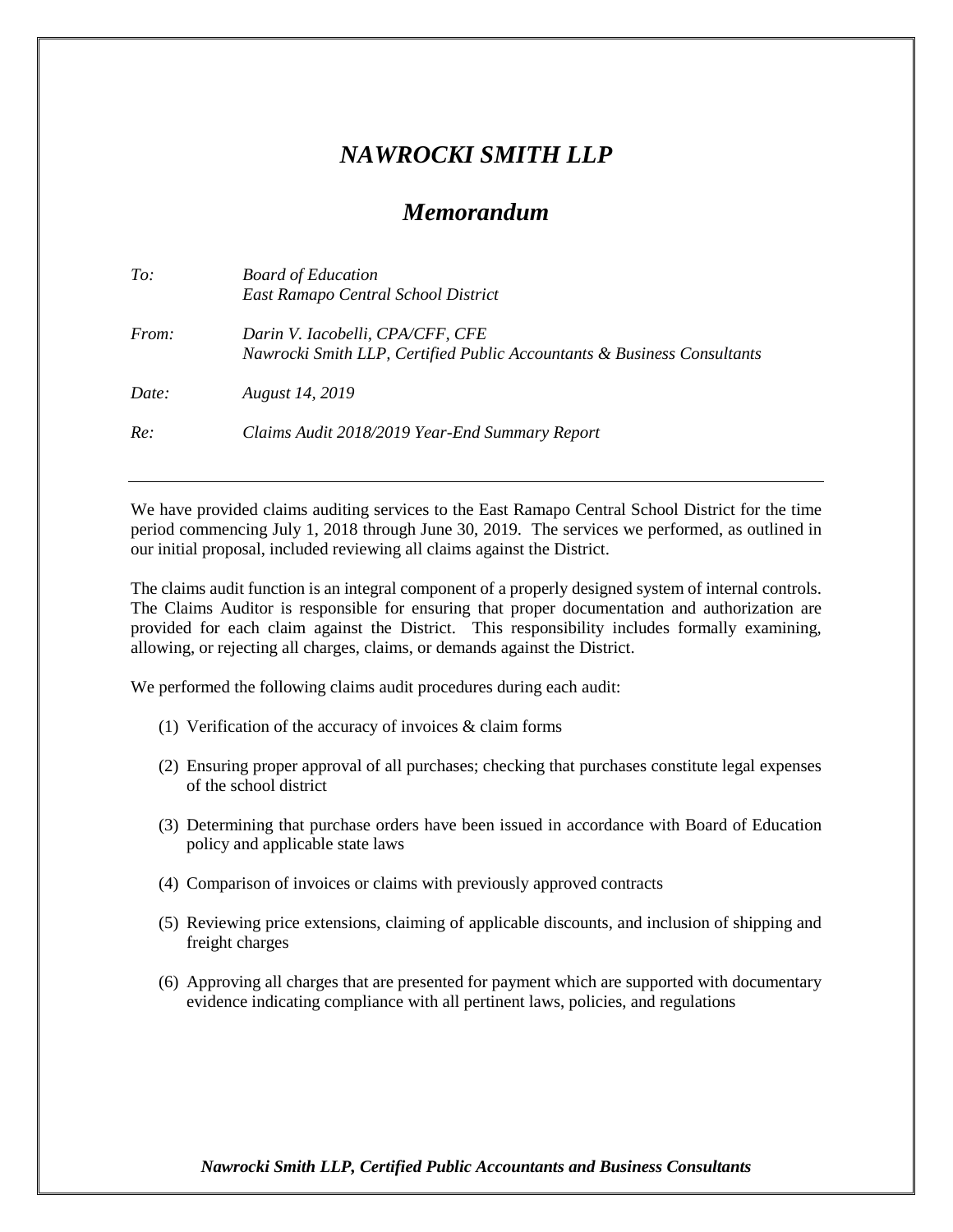# *NAWROCKI SMITH LLP*

## *Memorandum*

*To:* *Board of Education*
*East Ramapo Central School District*

*From:* *Darin V. Iacobelli, CPA/CFF, CFE*
*Nawrocki Smith LLP, Certified Public Accountants & Business Consultants*

*Date:* *August 14, 2019*

*Re:* *Claims Audit 2018/2019 Year-End Summary Report*

---

We have provided claims auditing services to the East Ramapo Central School District for the time period commencing July 1, 2018 through June 30, 2019. The services we performed, as outlined in our initial proposal, included reviewing all claims against the District.

The claims audit function is an integral component of a properly designed system of internal controls. The Claims Auditor is responsible for ensuring that proper documentation and authorization are provided for each claim against the District. This responsibility includes formally examining, allowing, or rejecting all charges, claims, or demands against the District.

We performed the following claims audit procedures during each audit:

(1) Verification of the accuracy of invoices & claim forms

(2) Ensuring proper approval of all purchases; checking that purchases constitute legal expenses of the school district

(3) Determining that purchase orders have been issued in accordance with Board of Education policy and applicable state laws

(4) Comparison of invoices or claims with previously approved contracts

(5) Reviewing price extensions, claiming of applicable discounts, and inclusion of shipping and freight charges

(6) Approving all charges that are presented for payment which are supported with documentary evidence indicating compliance with all pertinent laws, policies, and regulations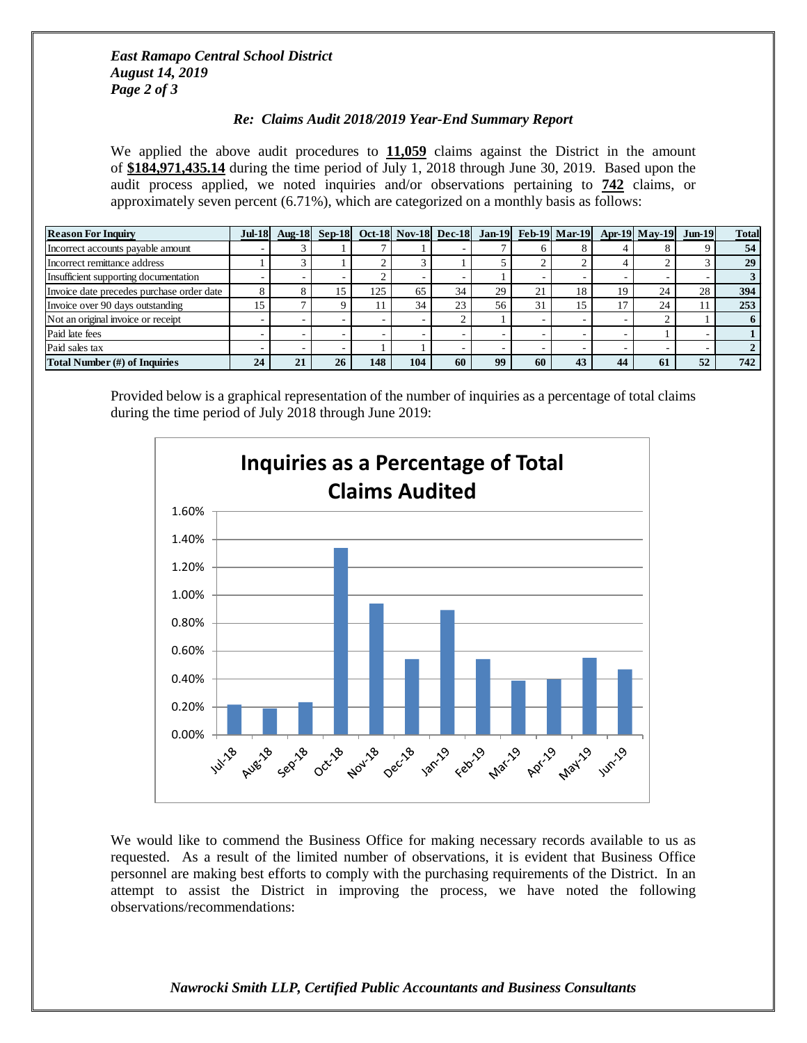We applied the above audit procedures to **11,059** claims against the District in the amount of **$184,971,435.14** during the time period of July 1, 2018 through June 30, 2019. Based upon the audit process applied, we noted inquiries and/or observations pertaining to **742** claims, or approximately seven percent (6.71%), which are categorized on a monthly basis as follows:

| Reason For Inquiry | Jul-18 | Aug-18 | Sep-18 | Oct-18 | Nov-18 | Dec-18 | Jan-19 | Feb-19 | Mar-19 | Apr-19 | May-19 | Jun-19 | Total |
|---|---|---|---|---|---|---|---|---|---|---|---|---|---|
| Incorrect accounts payable amount | - | 3 | 1 | 7 | 1 | - | 7 | 6 | 8 | 4 | 8 | 9 | **54** |
| Incorrect remittance address | 1 | 3 | 1 | 2 | 3 | 1 | 5 | 2 | 2 | 4 | 2 | 3 | **29** |
| Insufficient supporting documentation | - | - | - | 2 | - | - | 1 | - | - | - | - | - | **3** |
| Invoice date precedes purchase order date | 8 | 8 | 15 | 125 | 65 | 34 | 29 | 21 | 18 | 19 | 24 | 28 | **394** |
| Invoice over 90 days outstanding | 15 | 7 | 9 | 11 | 34 | 23 | 56 | 31 | 15 | 17 | 24 | 11 | **253** |
| Not an original invoice or receipt | - | - | - | - | - | 2 | 1 | - | - | - | 2 | 1 | **6** |
| Paid late fees | - | - | - | - | - | - | - | - | - | - | 1 | - | **1** |
| Paid sales tax | - | - | - | 1 | 1 | - | - | - | - | - | - | - | **2** |
| **Total Number (#) of Inquiries** | **24** | **21** | **26** | **148** | **104** | **60** | **99** | **60** | **43** | **44** | **61** | **52** | **742** |

Provided below is a graphical representation of the number of inquiries as a percentage of total claims during the time period of July 2018 through June 2019:

**Inquiries as a Percentage of Total Claims Audited**

We would like to commend the Business Office for making necessary records available to us as requested. As a result of the limited number of observations, it is evident that Business Office personnel are making best efforts to comply with the purchasing requirements of the District. In an attempt to assist the District in improving the process, we have noted the following observations/recommendations: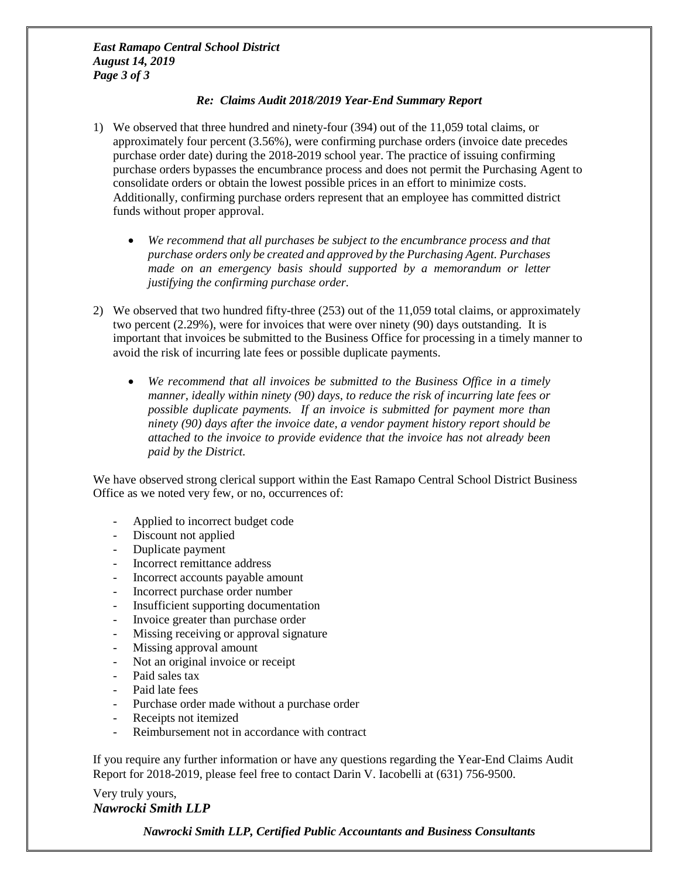*Re: Claims Audit 2018/2019 Year-End Summary Report*

1) We observed that three hundred and ninety-four (394) out of the 11,059 total claims, or approximately four percent (3.56%), were confirming purchase orders (invoice date precedes purchase order date) during the 2018-2019 school year. The practice of issuing confirming purchase orders bypasses the encumbrance process and does not permit the Purchasing Agent to consolidate orders or obtain the lowest possible prices in an effort to minimize costs. Additionally, confirming purchase orders represent that an employee has committed district funds without proper approval.

   - *We recommend that all purchases be subject to the encumbrance process and that purchase orders only be created and approved by the Purchasing Agent. Purchases made on an emergency basis should supported by a memorandum or letter justifying the confirming purchase order.*

2) We observed that two hundred fifty-three (253) out of the 11,059 total claims, or approximately two percent (2.29%), were for invoices that were over ninety (90) days outstanding. It is important that invoices be submitted to the Business Office for processing in a timely manner to avoid the risk of incurring late fees or possible duplicate payments.

   - *We recommend that all invoices be submitted to the Business Office in a timely manner, ideally within ninety (90) days, to reduce the risk of incurring late fees or possible duplicate payments. If an invoice is submitted for payment more than ninety (90) days after the invoice date, a vendor payment history report should be attached to the invoice to provide evidence that the invoice has not already been paid by the District.*

We have observed strong clerical support within the East Ramapo Central School District Business Office as we noted very few, or no, occurrences of:

- Applied to incorrect budget code
- Discount not applied
- Duplicate payment
- Incorrect remittance address
- Incorrect accounts payable amount
- Incorrect purchase order number
- Insufficient supporting documentation
- Invoice greater than purchase order
- Missing receiving or approval signature
- Missing approval amount
- Not an original invoice or receipt
- Paid sales tax
- Paid late fees
- Purchase order made without a purchase order
- Receipts not itemized
- Reimbursement not in accordance with contract

If you require any further information or have any questions regarding the Year-End Claims Audit Report for 2018-2019, please feel free to contact Darin V. Iacobelli at (631) 756-9500.

Very truly yours,
***Nawrocki Smith LLP***

***Nawrocki Smith LLP, Certified Public Accountants and Business Consultants***